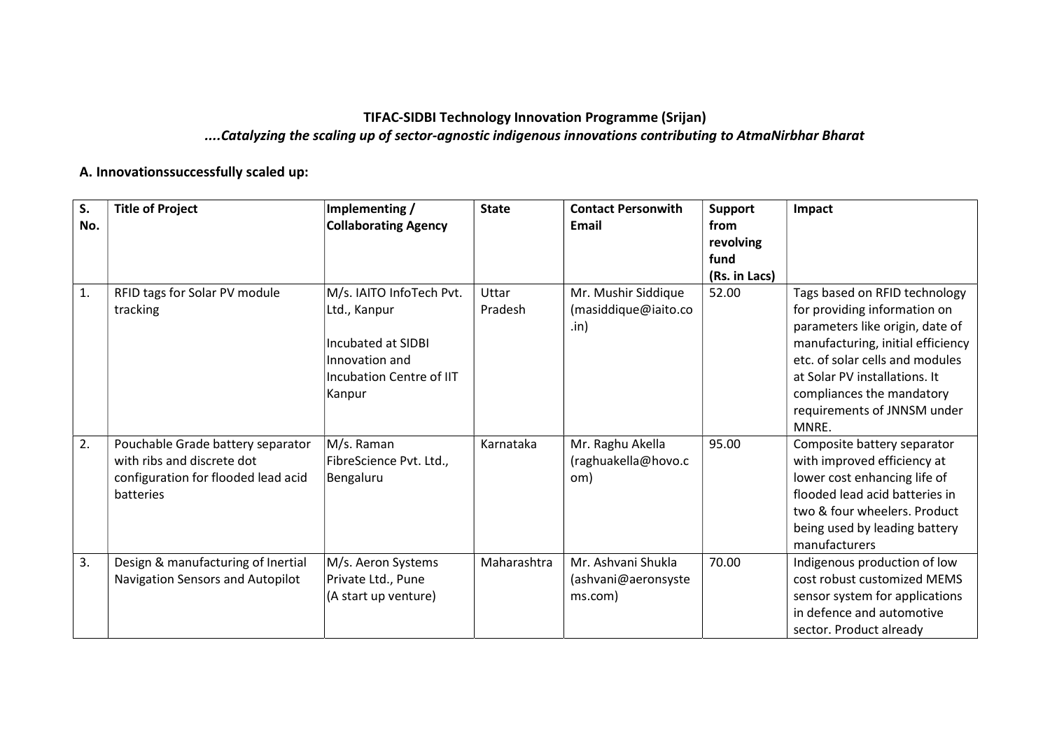**TIFAC-SIDBI Technology Innovation Programme (Srijan)**

***....Catalyzing the scaling up of sector-agnostic indigenous innovations contributing to AtmaNirbhar Bharat***

## A. Innovationssuccessfully scaled up:

| S. No. | Title of Project | Implementing / Collaborating Agency | State | Contact Personwith Email | Support from revolving fund (Rs. in Lacs) | Impact |
|---|---|---|---|---|---|---|
| 1. | RFID tags for Solar PV module tracking | M/s. IAITO InfoTech Pvt. Ltd., Kanpur<br><br>Incubated at SIDBI Innovation and Incubation Centre of IIT Kanpur | Uttar Pradesh | Mr. Mushir Siddique (masiddique@iaito.co.in) | 52.00 | Tags based on RFID technology for providing information on parameters like origin, date of manufacturing, initial efficiency etc. of solar cells and modules at Solar PV installations. It compliances the mandatory requirements of JNNSM under MNRE. |
| 2. | Pouchable Grade battery separator with ribs and discrete dot configuration for flooded lead acid batteries | M/s. Raman FibreScience Pvt. Ltd., Bengaluru | Karnataka | Mr. Raghu Akella (raghuakella@hovo.com) | 95.00 | Composite battery separator with improved efficiency at lower cost enhancing life of flooded lead acid batteries in two & four wheelers. Product being used by leading battery manufacturers |
| 3. | Design & manufacturing of Inertial Navigation Sensors and Autopilot | M/s. Aeron Systems Private Ltd., Pune (A start up venture) | Maharashtra | Mr. Ashvani Shukla (ashvani@aeronsystems.com) | 70.00 | Indigenous production of low cost robust customized MEMS sensor system for applications in defence and automotive sector. Product already |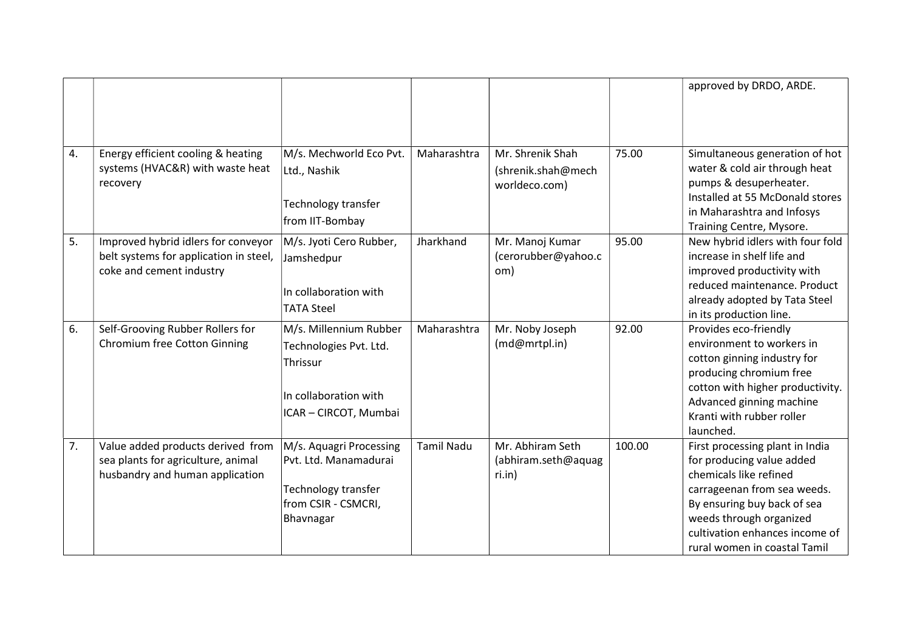| | | | | | | |
|---|---|---|---|---|---|---|
| | | | | | | approved by DRDO, ARDE. |
| 4. | Energy efficient cooling & heating systems (HVAC&R) with waste heat recovery | M/s. Mechworld Eco Pvt. Ltd., Nashik<br><br>Technology transfer from IIT-Bombay | Maharashtra | Mr. Shrenik Shah (shrenik.shah@mechworldeco.com) | 75.00 | Simultaneous generation of hot water & cold air through heat pumps & desuperheater. Installed at 55 McDonald stores in Maharashtra and Infosys Training Centre, Mysore. |
| 5. | Improved hybrid idlers for conveyor belt systems for application in steel, coke and cement industry | M/s. Jyoti Cero Rubber, Jamshedpur<br><br>In collaboration with TATA Steel | Jharkhand | Mr. Manoj Kumar (cerorubber@yahoo.com) | 95.00 | New hybrid idlers with four fold increase in shelf life and improved productivity with reduced maintenance. Product already adopted by Tata Steel in its production line. |
| 6. | Self-Grooving Rubber Rollers for Chromium free Cotton Ginning | M/s. Millennium Rubber Technologies Pvt. Ltd. Thrissur<br><br>In collaboration with ICAR – CIRCOT, Mumbai | Maharashtra | Mr. Noby Joseph (md@mrtpl.in) | 92.00 | Provides eco-friendly environment to workers in cotton ginning industry for producing chromium free cotton with higher productivity. Advanced ginning machine Kranti with rubber roller launched. |
| 7. | Value added products derived from sea plants for agriculture, animal husbandry and human application | M/s. Aquagri Processing Pvt. Ltd. Manamadurai<br><br>Technology transfer from CSIR - CSMCRI, Bhavnagar | Tamil Nadu | Mr. Abhiram Seth (abhiram.seth@aquagri.in) | 100.00 | First processing plant in India for producing value added chemicals like refined carrageenan from sea weeds. By ensuring buy back of sea weeds through organized cultivation enhances income of rural women in coastal Tamil |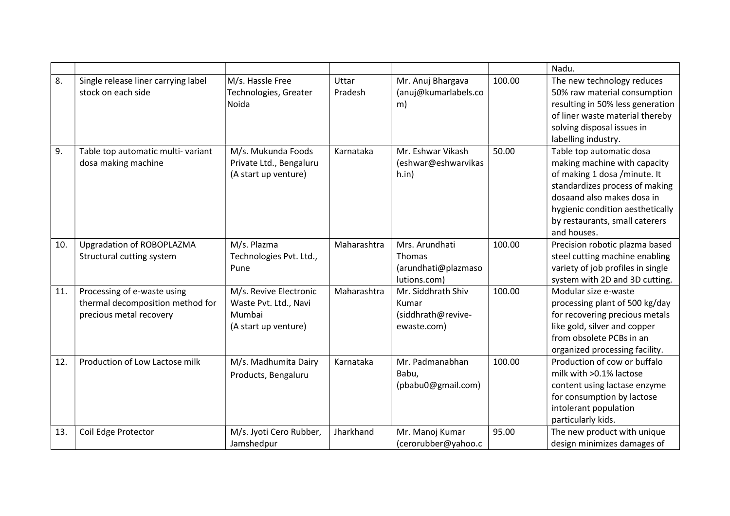|  |  |  |  |  |  | Nadu. |
|---|---|---|---|---|---|---|
| 8. | Single release liner carrying label stock on each side | M/s. Hassle Free Technologies, Greater Noida | Uttar Pradesh | Mr. Anuj Bhargava (anuj@kumarlabels.com) | 100.00 | The new technology reduces 50% raw material consumption resulting in 50% less generation of liner waste material thereby solving disposal issues in labelling industry. |
| 9. | Table top automatic multi- variant dosa making machine | M/s. Mukunda Foods Private Ltd., Bengaluru (A start up venture) | Karnataka | Mr. Eshwar Vikash (eshwar@eshwarvikash.in) | 50.00 | Table top automatic dosa making machine with capacity of making 1 dosa /minute. It standardizes process of making dosaand also makes dosa in hygienic condition aesthetically by restaurants, small caterers and houses. |
| 10. | Upgradation of ROBOPLAZMA Structural cutting system | M/s. Plazma Technologies Pvt. Ltd., Pune | Maharashtra | Mrs. Arundhati Thomas (arundhati@plazmasolutions.com) | 100.00 | Precision robotic plazma based steel cutting machine enabling variety of job profiles in single system with 2D and 3D cutting. |
| 11. | Processing of e-waste using thermal decomposition method for precious metal recovery | M/s. Revive Electronic Waste Pvt. Ltd., Navi Mumbai (A start up venture) | Maharashtra | Mr. Siddhrath Shiv Kumar (siddhrath@revive-ewaste.com) | 100.00 | Modular size e-waste processing plant of 500 kg/day for recovering precious metals like gold, silver and copper from obsolete PCBs in an organized processing facility. |
| 12. | Production of Low Lactose milk | M/s. Madhumita Dairy Products, Bengaluru | Karnataka | Mr. Padmanabhan Babu, (pbabu0@gmail.com) | 100.00 | Production of cow or buffalo milk with >0.1% lactose content using lactase enzyme for consumption by lactose intolerant population particularly kids. |
| 13. | Coil Edge Protector | M/s. Jyoti Cero Rubber, Jamshedpur | Jharkhand | Mr. Manoj Kumar (cerorubber@yahoo.c | 95.00 | The new product with unique design minimizes damages of |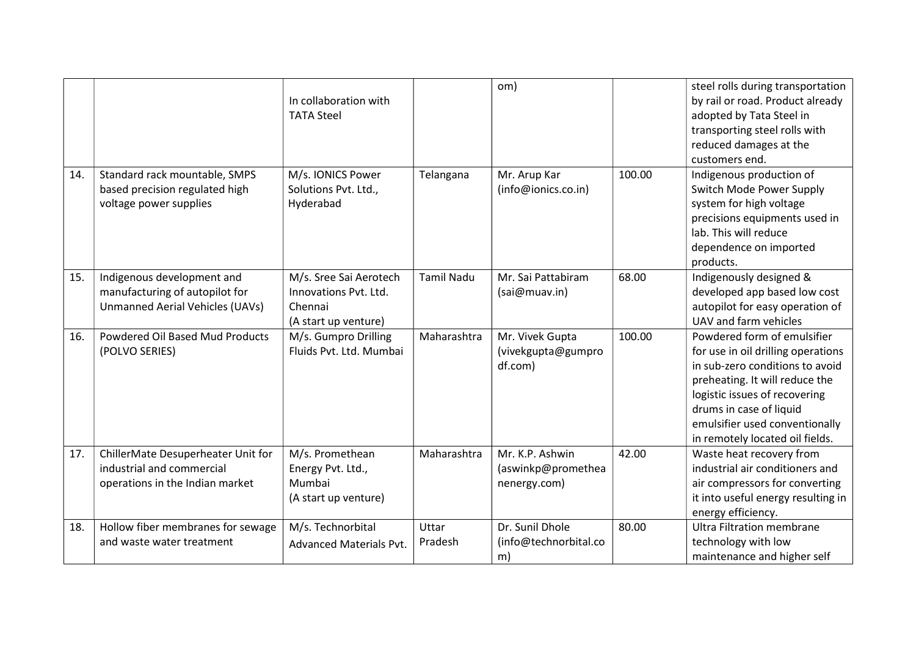| | | | | | | |
|---|---|---|---|---|---|---|
| | | In collaboration with TATA Steel | | om) | | steel rolls during transportation by rail or road. Product already adopted by Tata Steel in transporting steel rolls with reduced damages at the customers end. |
| 14. | Standard rack mountable, SMPS based precision regulated high voltage power supplies | M/s. IONICS Power Solutions Pvt. Ltd., Hyderabad | Telangana | Mr. Arup Kar (info@ionics.co.in) | 100.00 | Indigenous production of Switch Mode Power Supply system for high voltage precisions equipments used in lab. This will reduce dependence on imported products. |
| 15. | Indigenous development and manufacturing of autopilot for Unmanned Aerial Vehicles (UAVs) | M/s. Sree Sai Aerotech Innovations Pvt. Ltd. Chennai (A start up venture) | Tamil Nadu | Mr. Sai Pattabiram (sai@muav.in) | 68.00 | Indigenously designed & developed app based low cost autopilot for easy operation of UAV and farm vehicles |
| 16. | Powdered Oil Based Mud Products (POLVO SERIES) | M/s. Gumpro Drilling Fluids Pvt. Ltd. Mumbai | Maharashtra | Mr. Vivek Gupta (vivekgupta@gumprodf.com) | 100.00 | Powdered form of emulsifier for use in oil drilling operations in sub-zero conditions to avoid preheating. It will reduce the logistic issues of recovering drums in case of liquid emulsifier used conventionally in remotely located oil fields. |
| 17. | ChillerMate Desuperheater Unit for industrial and commercial operations in the Indian market | M/s. Promethean Energy Pvt. Ltd., Mumbai (A start up venture) | Maharashtra | Mr. K.P. Ashwin (aswinkp@prometheanenergy.com) | 42.00 | Waste heat recovery from industrial air conditioners and air compressors for converting it into useful energy resulting in energy efficiency. |
| 18. | Hollow fiber membranes for sewage and waste water treatment | M/s. Technorbital Advanced Materials Pvt. | Uttar Pradesh | Dr. Sunil Dhole (info@technorbital.com) | 80.00 | Ultra Filtration membrane technology with low maintenance and higher self |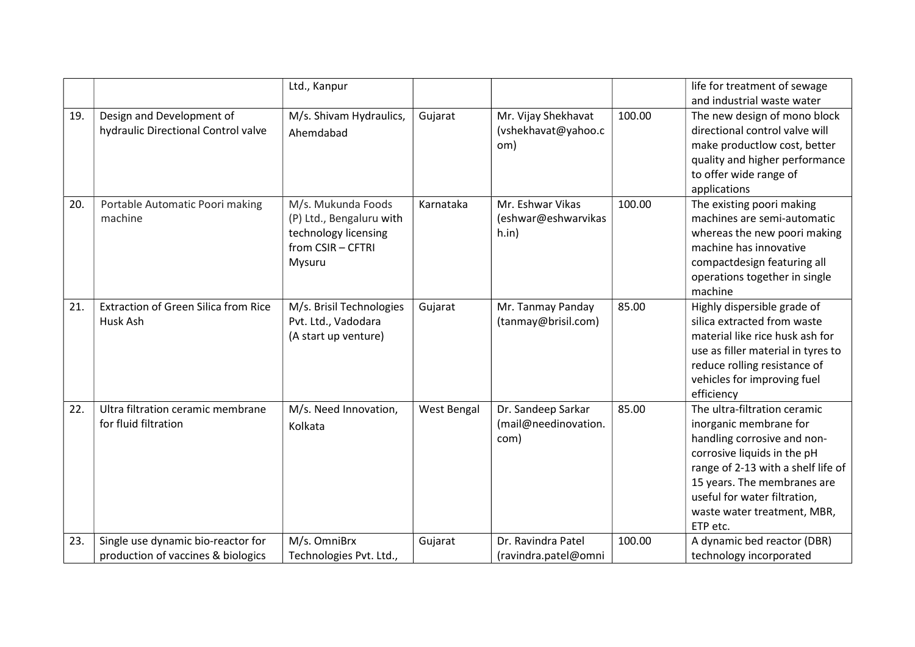|  |  | Ltd., Kanpur |  |  |  | life for treatment of sewage and industrial waste water |
|---|---|---|---|---|---|---|
| 19. | Design and Development of hydraulic Directional Control valve | M/s. Shivam Hydraulics, Ahemdabad | Gujarat | Mr. Vijay Shekhavat (vshekhavat@yahoo.com) | 100.00 | The new design of mono block directional control valve will make productlow cost, better quality and higher performance to offer wide range of applications |
| 20. | Portable Automatic Poori making machine | M/s. Mukunda Foods (P) Ltd., Bengaluru with technology licensing from CSIR – CFTRI Mysuru | Karnataka | Mr. Eshwar Vikas (eshwar@eshwarvikash.in) | 100.00 | The existing poori making machines are semi-automatic whereas the new poori making machine has innovative compactdesign featuring all operations together in single machine |
| 21. | Extraction of Green Silica from Rice Husk Ash | M/s. Brisil Technologies Pvt. Ltd., Vadodara (A start up venture) | Gujarat | Mr. Tanmay Panday (tanmay@brisil.com) | 85.00 | Highly dispersible grade of silica extracted from waste material like rice husk ash for use as filler material in tyres to reduce rolling resistance of vehicles for improving fuel efficiency |
| 22. | Ultra filtration ceramic membrane for fluid filtration | M/s. Need Innovation, Kolkata | West Bengal | Dr. Sandeep Sarkar (mail@needinovation.com) | 85.00 | The ultra-filtration ceramic inorganic membrane for handling corrosive and non-corrosive liquids in the pH range of 2-13 with a shelf life of 15 years. The membranes are useful for water filtration, waste water treatment, MBR, ETP etc. |
| 23. | Single use dynamic bio-reactor for production of vaccines & biologics | M/s. OmniBrx Technologies Pvt. Ltd., | Gujarat | Dr. Ravindra Patel (ravindra.patel@omni | 100.00 | A dynamic bed reactor (DBR) technology incorporated |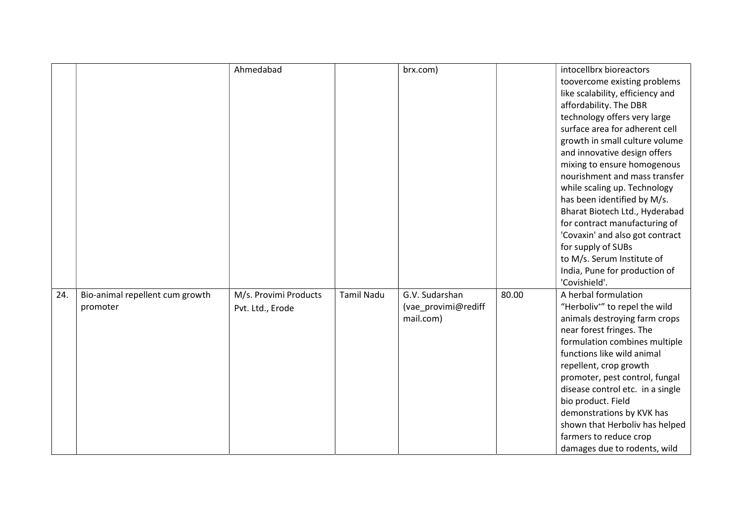| | | | | | | |
|---|---|---|---|---|---|---|
| | | Ahmedabad | | brx.com) | | intocellbrx bioreactors toovercome existing problems like scalability, efficiency and affordability. The DBR technology offers very large surface area for adherent cell growth in small culture volume and innovative design offers mixing to ensure homogenous nourishment and mass transfer while scaling up. Technology has been identified by M/s. Bharat Biotech Ltd., Hyderabad for contract manufacturing of 'Covaxin' and also got contract for supply of SUBs to M/s. Serum Institute of India, Pune for production of 'Covishield'. |
| 24. | Bio-animal repellent cum growth promoter | M/s. Provimi Products Pvt. Ltd., Erode | Tamil Nadu | G.V. Sudarshan (vae_provimi@rediffmail.com) | 80.00 | A herbal formulation "Herboliv$^{+}$" to repel the wild animals destroying farm crops near forest fringes. The formulation combines multiple functions like wild animal repellent, crop growth promoter, pest control, fungal disease control etc. in a single bio product. Field demonstrations by KVK has shown that Herboliv has helped farmers to reduce crop damages due to rodents, wild |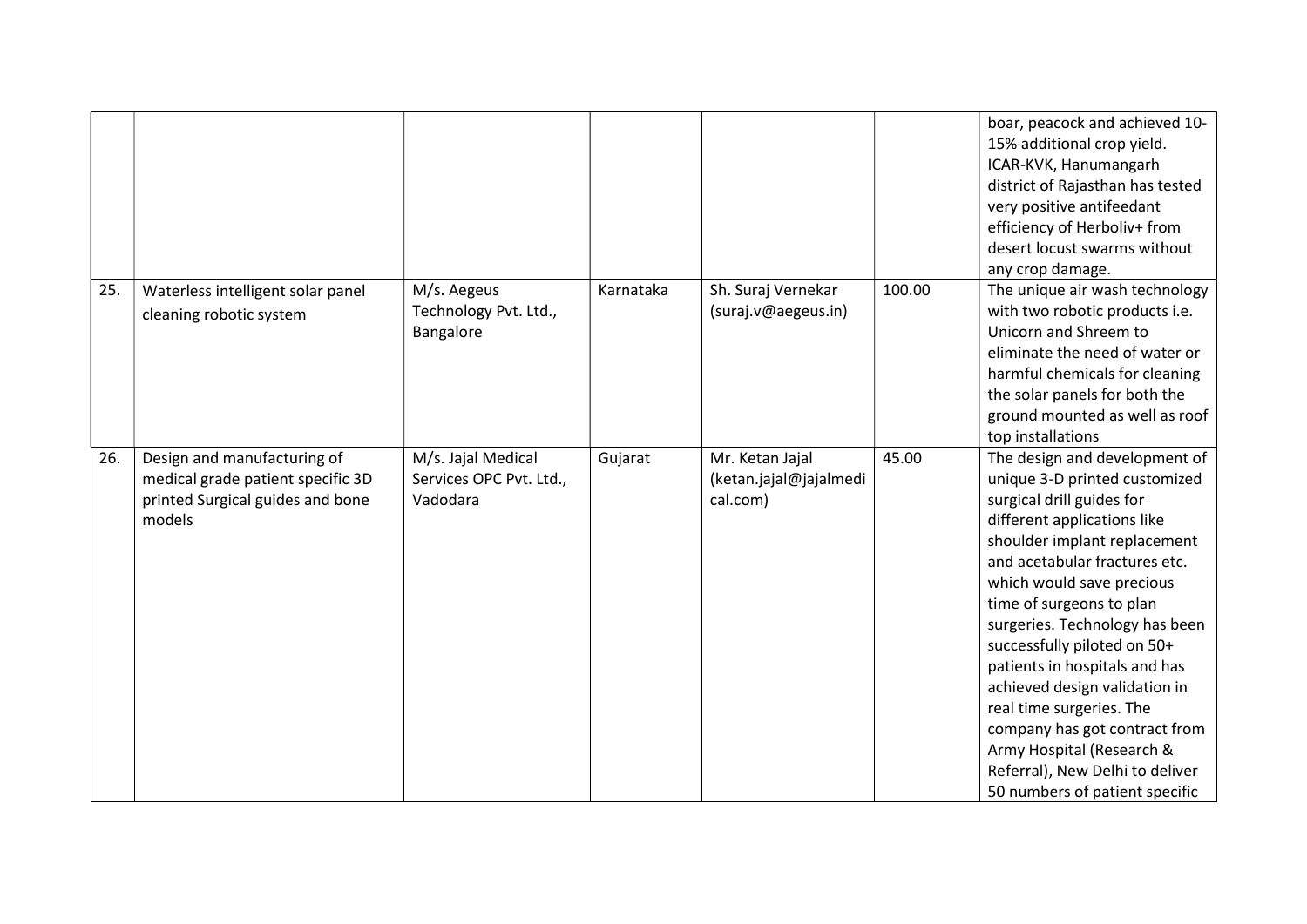| | | | | | | |
|---|---|---|---|---|---|---|
| | | | | | | boar, peacock and achieved 10-15% additional crop yield. ICAR-KVK, Hanumangarh district of Rajasthan has tested very positive antifeedant efficiency of Herboliv+ from desert locust swarms without any crop damage. |
| 25. | Waterless intelligent solar panel cleaning robotic system | M/s. Aegeus Technology Pvt. Ltd., Bangalore | Karnataka | Sh. Suraj Vernekar (suraj.v@aegeus.in) | 100.00 | The unique air wash technology with two robotic products i.e. Unicorn and Shreem to eliminate the need of water or harmful chemicals for cleaning the solar panels for both the ground mounted as well as roof top installations |
| 26. | Design and manufacturing of medical grade patient specific 3D printed Surgical guides and bone models | M/s. Jajal Medical Services OPC Pvt. Ltd., Vadodara | Gujarat | Mr. Ketan Jajal (ketan.jajal@jajalmedical.com) | 45.00 | The design and development of unique 3-D printed customized surgical drill guides for different applications like shoulder implant replacement and acetabular fractures etc. which would save precious time of surgeons to plan surgeries. Technology has been successfully piloted on 50+ patients in hospitals and has achieved design validation in real time surgeries. The company has got contract from Army Hospital (Research & Referral), New Delhi to deliver 50 numbers of patient specific |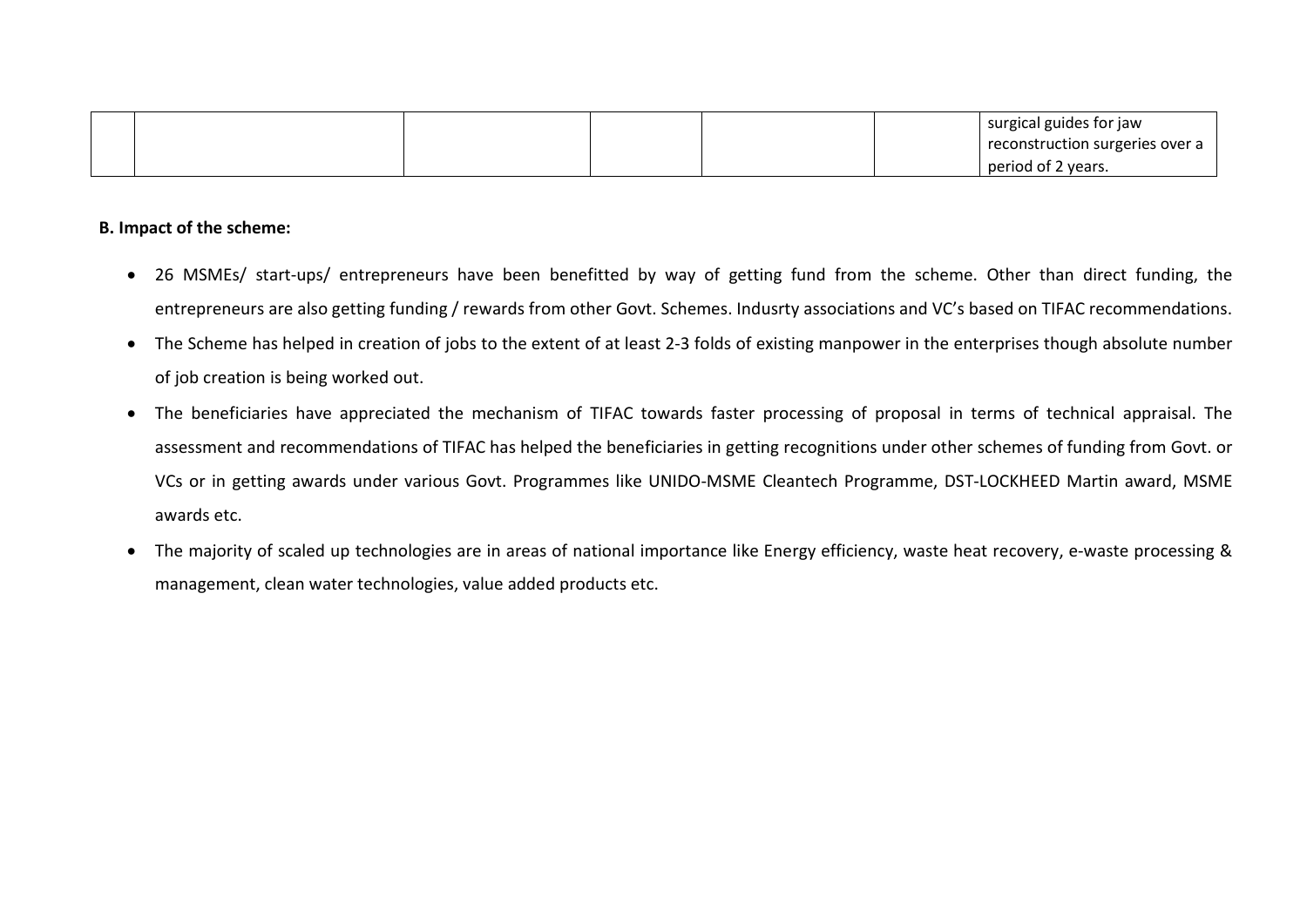| | | | | | | |
|---|---|---|---|---|---|---|
| | | | | | | surgical guides for jaw reconstruction surgeries over a period of 2 years. |

**B. Impact of the scheme:**

- 26 MSMEs/ start-ups/ entrepreneurs have been benefitted by way of getting fund from the scheme. Other than direct funding, the entrepreneurs are also getting funding / rewards from other Govt. Schemes. Indusrty associations and VC's based on TIFAC recommendations.
- The Scheme has helped in creation of jobs to the extent of at least 2-3 folds of existing manpower in the enterprises though absolute number of job creation is being worked out.
- The beneficiaries have appreciated the mechanism of TIFAC towards faster processing of proposal in terms of technical appraisal. The assessment and recommendations of TIFAC has helped the beneficiaries in getting recognitions under other schemes of funding from Govt. or VCs or in getting awards under various Govt. Programmes like UNIDO-MSME Cleantech Programme, DST-LOCKHEED Martin award, MSME awards etc.
- The majority of scaled up technologies are in areas of national importance like Energy efficiency, waste heat recovery, e-waste processing & management, clean water technologies, value added products etc.